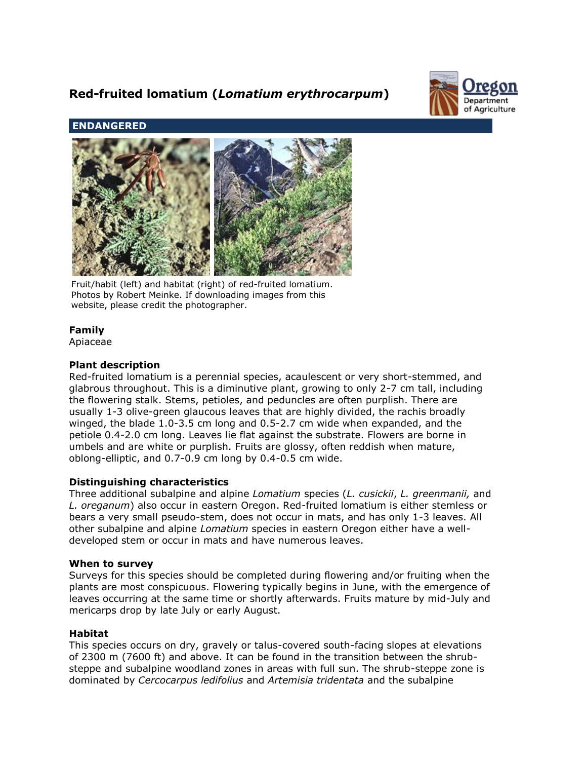# Red-fruited lomatium (*Lomatium erythrocarpum*)

## ENDANGERED

Fruit/habit (left) and habitat (right) of red-fruited lomatium. Photos by Robert Meinke. If downloading images from this website, please credit the photographer.

### Family

Apiaceae

### Plant description

Red-fruited lomatium is a perennial species, acaulescent or very short-stemmed, and glabrous throughout. This is a diminutive plant, growing to only 2-7 cm tall, including the flowering stalk. Stems, petioles, and peduncles are often purplish. There are usually 1-3 olive-green glaucous leaves that are highly divided, the rachis broadly winged, the blade 1.0-3.5 cm long and 0.5-2.7 cm wide when expanded, and the petiole 0.4-2.0 cm long. Leaves lie flat against the substrate. Flowers are borne in umbels and are white or purplish. Fruits are glossy, often reddish when mature, oblong-elliptic, and 0.7-0.9 cm long by 0.4-0.5 cm wide.

### Distinguishing characteristics

Three additional subalpine and alpine *Lomatium* species (*L. cusickii*, *L. greenmanii,* and *L. oreganum*) also occur in eastern Oregon. Red-fruited lomatium is either stemless or bears a very small pseudo-stem, does not occur in mats, and has only 1-3 leaves. All other subalpine and alpine *Lomatium* species in eastern Oregon either have a well-developed stem or occur in mats and have numerous leaves.

### When to survey

Surveys for this species should be completed during flowering and/or fruiting when the plants are most conspicuous. Flowering typically begins in June, with the emergence of leaves occurring at the same time or shortly afterwards. Fruits mature by mid-July and mericarps drop by late July or early August.

### Habitat

This species occurs on dry, gravely or talus-covered south-facing slopes at elevations of 2300 m (7600 ft) and above. It can be found in the transition between the shrub-steppe and subalpine woodland zones in areas with full sun. The shrub-steppe zone is dominated by *Cercocarpus ledifolius* and *Artemisia tridentata* and the subalpine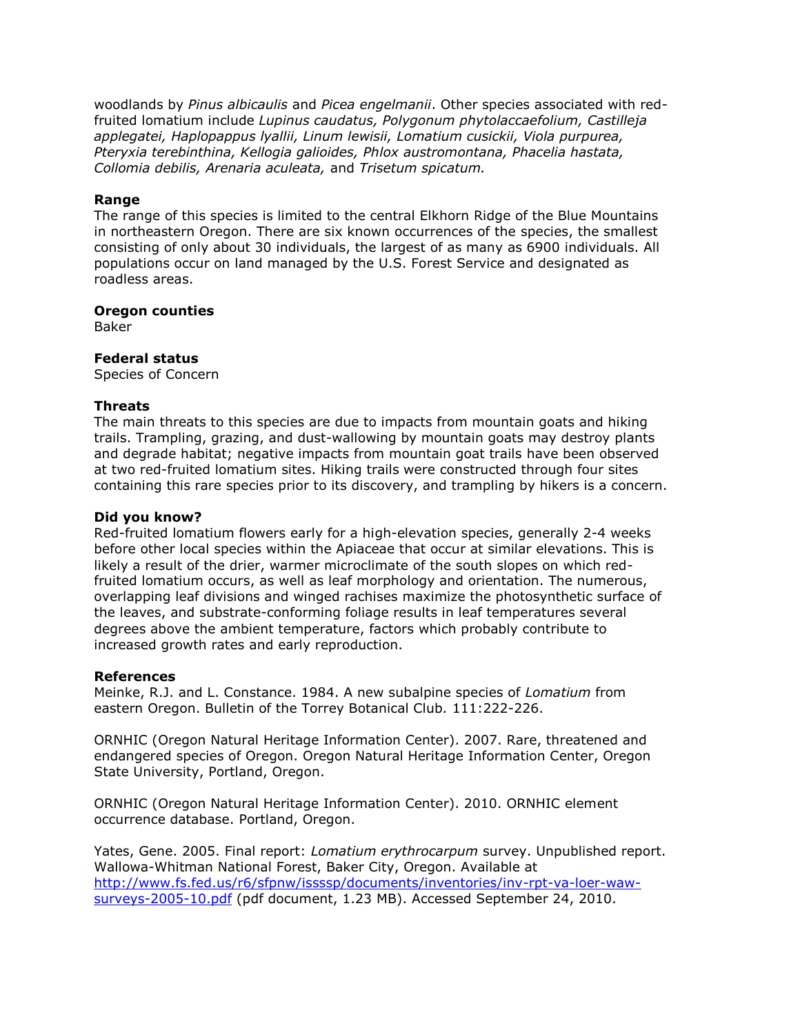woodlands by *Pinus albicaulis* and *Picea engelmanii*. Other species associated with red-fruited lomatium include *Lupinus caudatus, Polygonum phytolaccaefolium, Castilleja applegatei, Haplopappus lyallii, Linum lewisii, Lomatium cusickii, Viola purpurea, Pteryxia terebinthina, Kellogia galioides, Phlox austromontana, Phacelia hastata, Collomia debilis, Arenaria aculeata,* and *Trisetum spicatum.*

**Range**
The range of this species is limited to the central Elkhorn Ridge of the Blue Mountains in northeastern Oregon. There are six known occurrences of the species, the smallest consisting of only about 30 individuals, the largest of as many as 6900 individuals. All populations occur on land managed by the U.S. Forest Service and designated as roadless areas.

**Oregon counties**
Baker

**Federal status**
Species of Concern

**Threats**
The main threats to this species are due to impacts from mountain goats and hiking trails. Trampling, grazing, and dust-wallowing by mountain goats may destroy plants and degrade habitat; negative impacts from mountain goat trails have been observed at two red-fruited lomatium sites. Hiking trails were constructed through four sites containing this rare species prior to its discovery, and trampling by hikers is a concern.

**Did you know?**
Red-fruited lomatium flowers early for a high-elevation species, generally 2-4 weeks before other local species within the Apiaceae that occur at similar elevations. This is likely a result of the drier, warmer microclimate of the south slopes on which red-fruited lomatium occurs, as well as leaf morphology and orientation. The numerous, overlapping leaf divisions and winged rachises maximize the photosynthetic surface of the leaves, and substrate-conforming foliage results in leaf temperatures several degrees above the ambient temperature, factors which probably contribute to increased growth rates and early reproduction.

**References**
Meinke, R.J. and L. Constance. 1984. A new subalpine species of *Lomatium* from eastern Oregon. Bulletin of the Torrey Botanical Club*.* 111:222-226.

ORNHIC (Oregon Natural Heritage Information Center). 2007. Rare, threatened and endangered species of Oregon. Oregon Natural Heritage Information Center, Oregon State University, Portland, Oregon.

ORNHIC (Oregon Natural Heritage Information Center). 2010. ORNHIC element occurrence database. Portland, Oregon.

Yates, Gene. 2005. Final report: *Lomatium erythrocarpum* survey. Unpublished report. Wallowa-Whitman National Forest, Baker City, Oregon. Available at [http://www.fs.fed.us/r6/sfpnw/issssp/documents/inventories/inv-rpt-va-loer-waw-surveys-2005-10.pdf](http://www.fs.fed.us/r6/sfpnw/issssp/documents/inventories/inv-rpt-va-loer-waw-surveys-2005-10.pdf) (pdf document, 1.23 MB). Accessed September 24, 2010.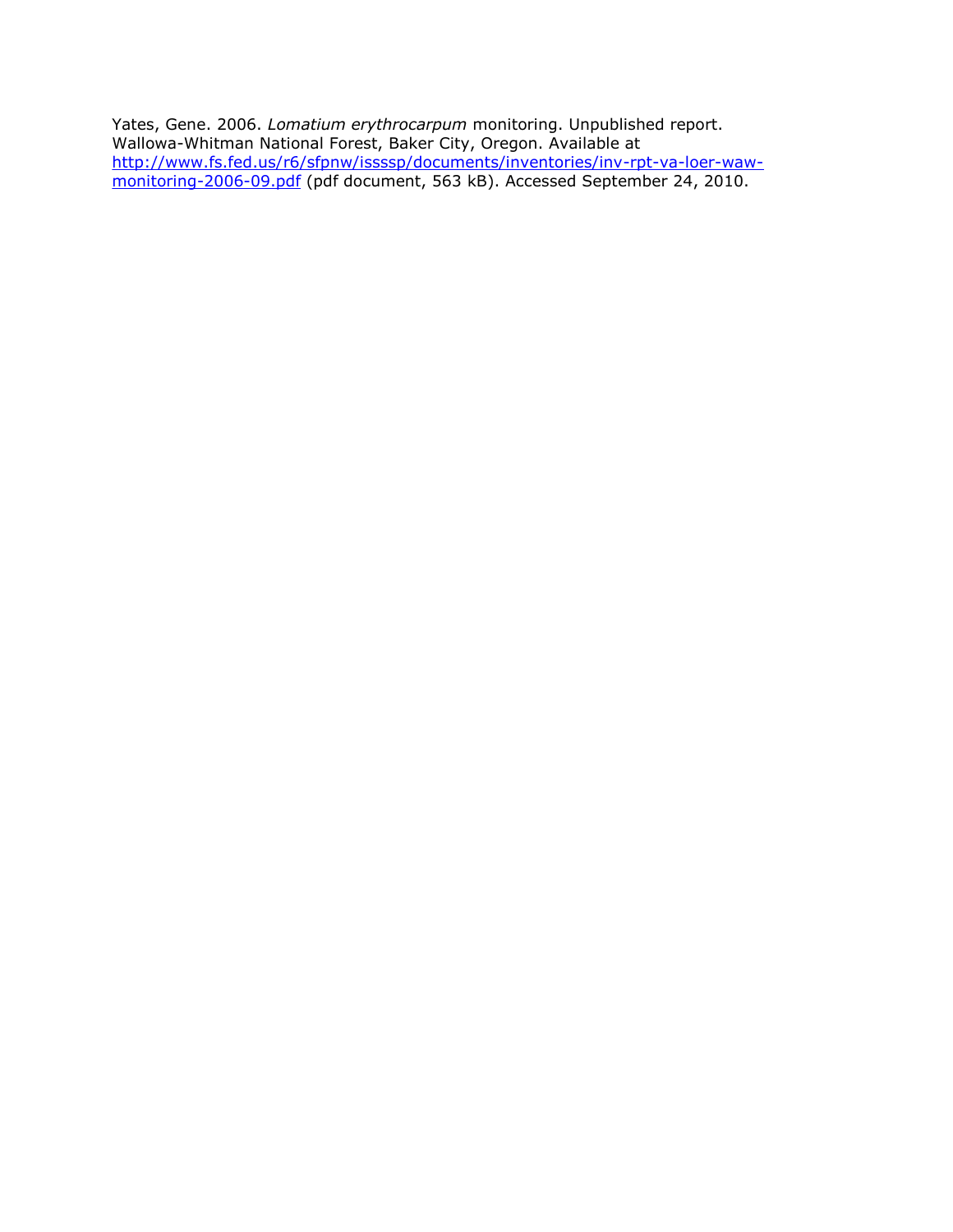Yates, Gene. 2006. *Lomatium erythrocarpum* monitoring. Unpublished report. Wallowa-Whitman National Forest, Baker City, Oregon. Available at [http://www.fs.fed.us/r6/sfpnw/issssp/documents/inventories/inv-rpt-va-loer-waw-monitoring-2006-09.pdf](http://www.fs.fed.us/r6/sfpnw/issssp/documents/inventories/inv-rpt-va-loer-waw-monitoring-2006-09.pdf) (pdf document, 563 kB). Accessed September 24, 2010.